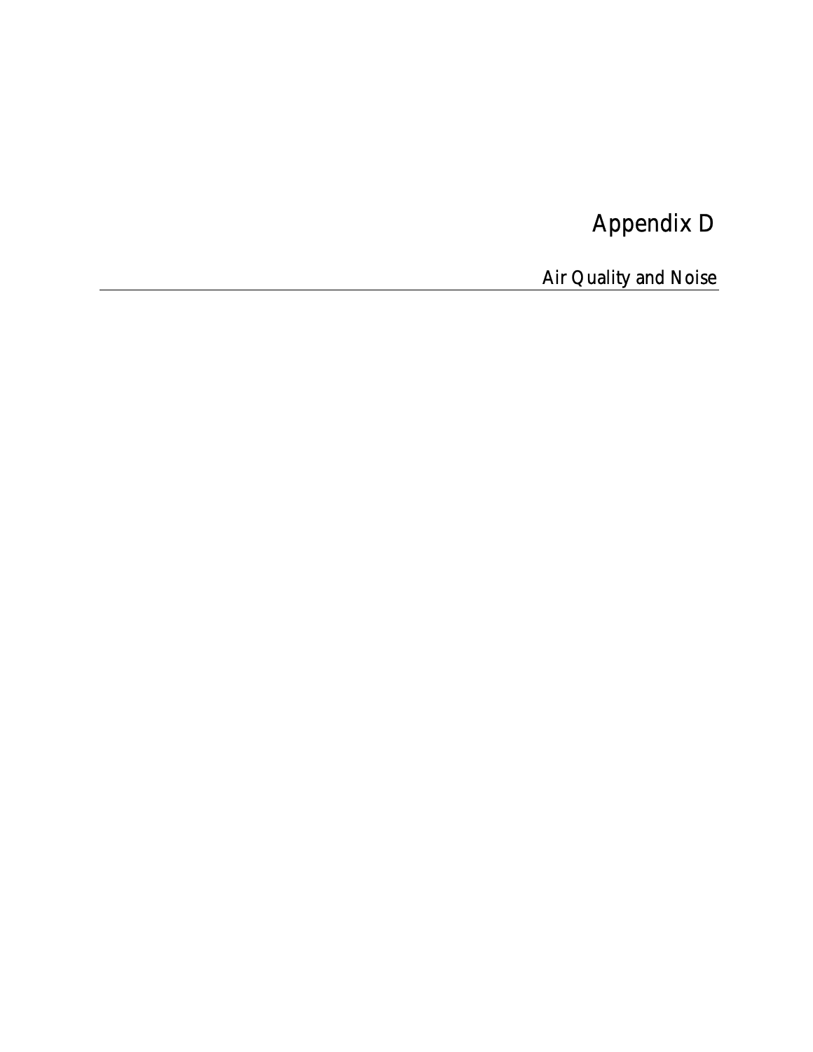# Appendix D

## Air Quality and Noise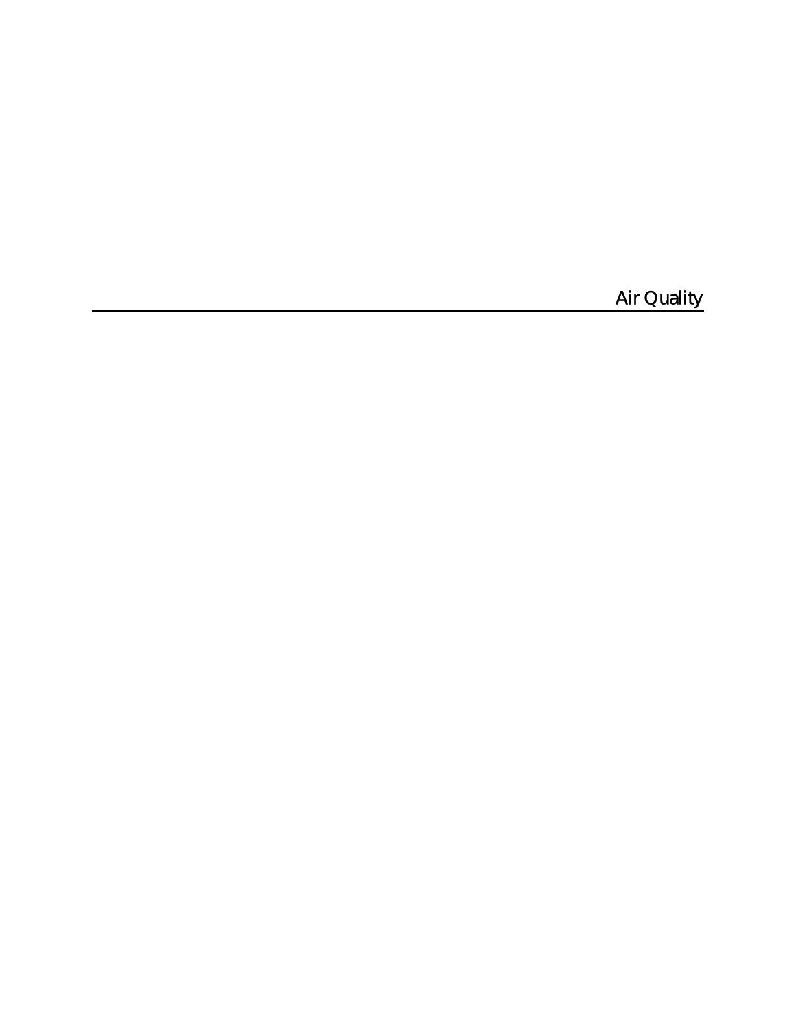# Air Quality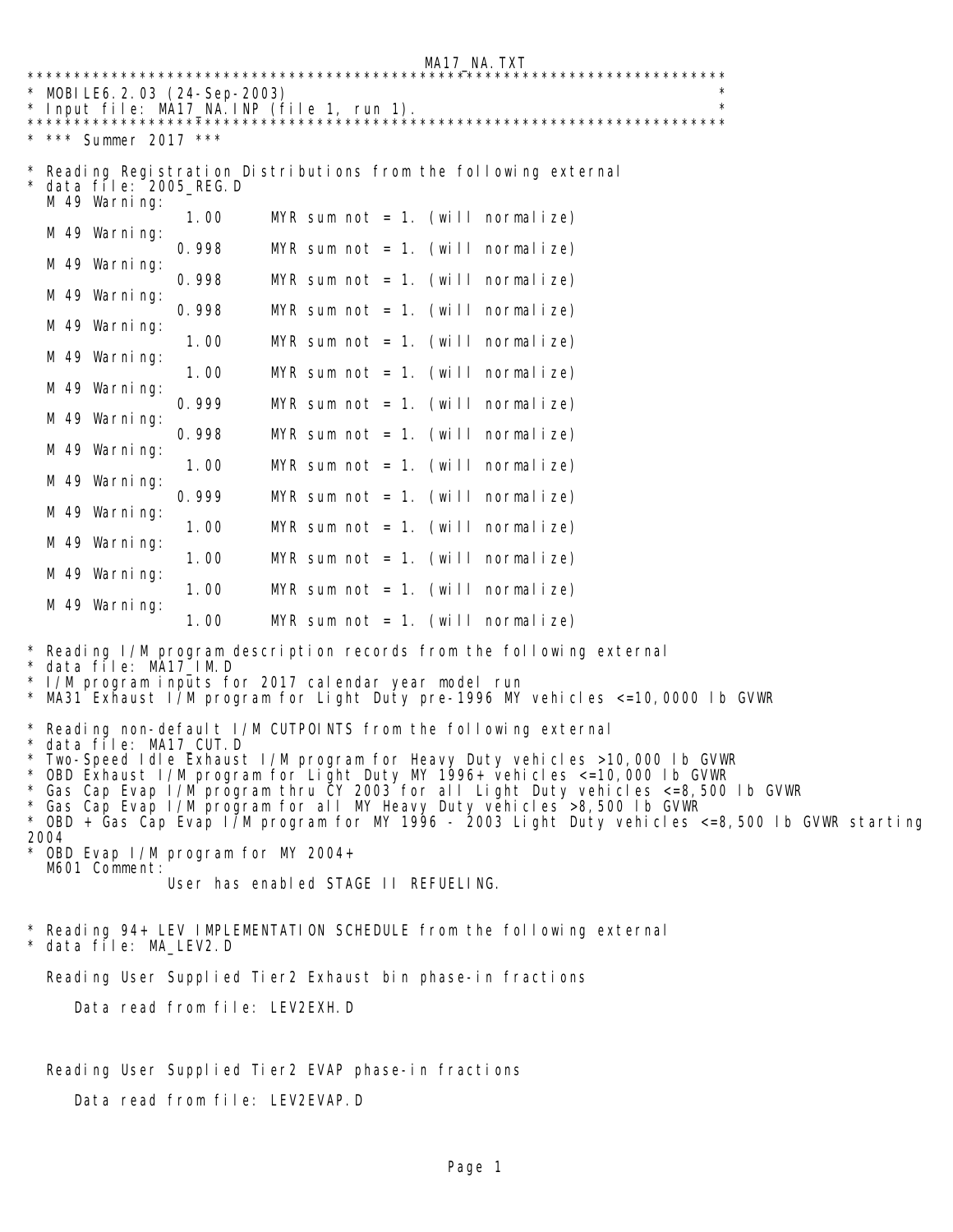```
*****************************************************************************
* MOBILE6.2.03 (24-Sep-2003)                                                *
* Input file: MA17_NA.INP (file 1, run 1).                                  *
*****************************************************************************
* *** Summer 2017 ***

* Reading Registration Distributions from the following external
* data file: 2005_REG.D
  M 49 Warning:
                  1.00      MYR sum not = 1. (will normalize)
  M 49 Warning:
                 0.998      MYR sum not = 1. (will normalize)
  M 49 Warning:
                 0.998      MYR sum not = 1. (will normalize)
  M 49 Warning:
                 0.998      MYR sum not = 1. (will normalize)
  M 49 Warning:
                  1.00      MYR sum not = 1. (will normalize)
  M 49 Warning:
                  1.00      MYR sum not = 1. (will normalize)
  M 49 Warning:
                 0.999      MYR sum not = 1. (will normalize)
  M 49 Warning:
                 0.998      MYR sum not = 1. (will normalize)
  M 49 Warning:
                  1.00      MYR sum not = 1. (will normalize)
  M 49 Warning:
                 0.999      MYR sum not = 1. (will normalize)
  M 49 Warning:
                  1.00      MYR sum not = 1. (will normalize)
  M 49 Warning:
                  1.00      MYR sum not = 1. (will normalize)
  M 49 Warning:
                  1.00      MYR sum not = 1. (will normalize)
  M 49 Warning:
                  1.00      MYR sum not = 1. (will normalize)

* Reading I/M program description records from the following external
* data file: MA17_IM.D
* I/M program inputs for 2017 calendar year model run
* MA31 Exhaust I/M program for Light Duty pre-1996 MY vehicles <=10,0000 lb GVWR

* Reading non-default I/M CUTPOINTS from the following external
* data file: MA17_CUT.D
* Two-Speed Idle Exhaust I/M program for Heavy Duty vehicles >10,000 lb GVWR
* OBD Exhaust I/M program for Light Duty MY 1996+ vehicles <=10,000 lb GVWR
* Gas Cap Evap I/M program thru CY 2003 for all Light Duty vehicles <=8,500 lb GVWR
* Gas Cap Evap I/M program for all MY Heavy Duty vehicles >8,500 lb GVWR
* OBD + Gas Cap Evap I/M program for MY 1996 - 2003 Light Duty vehicles <=8,500 lb GVWR starting
2004
* OBD Evap I/M program for MY 2004+
  M601 Comment:
                User has enabled STAGE II REFUELING.


* Reading 94+ LEV IMPLEMENTATION SCHEDULE from the following external
* data file: MA_LEV2.D

  Reading User Supplied Tier2 Exhaust bin phase-in fractions

     Data read from file: LEV2EXH.D



  Reading User Supplied Tier2 EVAP phase-in fractions

     Data read from file: LEV2EVAP.D
```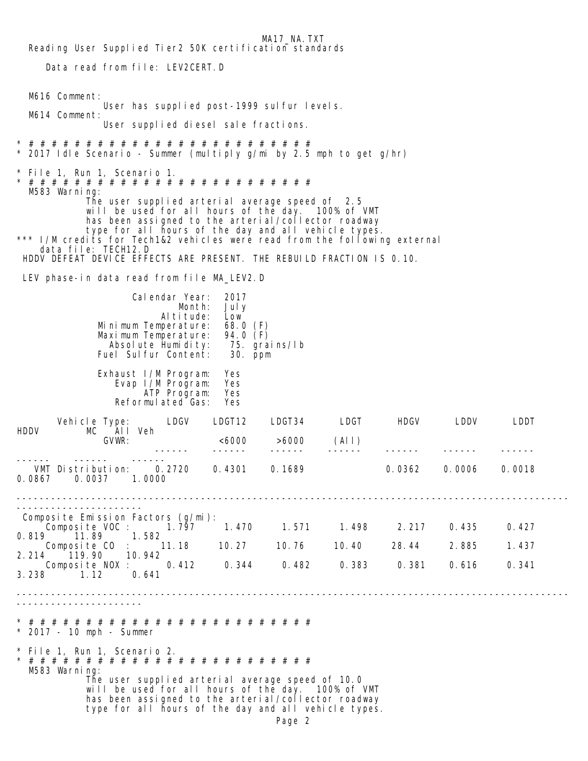```
   Reading User Supplied Tier2 50K certification standards

      Data read from file: LEV2CERT.D


   M616 Comment:
                User has supplied post-1999 sulfur levels.
   M614 Comment:
                User supplied diesel sale fractions.

* # # # # # # # # # # # # # # # # # # # # # # # # # # # # #
* 2017 Idle Scenario - Summer (multiply g/mi by 2.5 mph to get g/hr)

* File 1, Run 1, Scenario 1.
* # # # # # # # # # # # # # # # # # # # # # # # # # # # # #
   M583 Warning:
             The user supplied arterial average speed of  2.5
             will be used for all hours of the day.  100% of VMT
             has been assigned to the arterial/collector roadway
             type for all hours of the day and all vehicle types.
*** I/M credits for Tech1&2 vehicles were read from the following external
    data file: TECH12.D
 HDDV DEFEAT DEVICE EFFECTS ARE PRESENT. THE REBUILD FRACTION IS 0.10.

 LEV phase-in data read from file MA_LEV2.D

                    Calendar Year:  2017
                            Month:  July
                         Altitude:  Low
              Minimum Temperature:  68.0 (F)
              Maximum Temperature:  94.0 (F)
                Absolute Humidity:   75. grains/lb
              Fuel Sulfur Content:   30. ppm

              Exhaust I/M Program:  Yes
                 Evap I/M Program:  Yes
                      ATP Program:  Yes
                 Reformulated Gas:  Yes
```

| Vehicle Type: | LDGV | LDGT12 | LDGT34 | LDGT | HDGV | LDDV | LDDT | HDDV | MC | All Veh |
|---|---|---|---|---|---|---|---|---|---|---|
| GVWR: | | <6000 | >6000 | (All) | | | | | | |
| VMT Distribution: | 0.2720 | 0.4301 | 0.1689 | | 0.0362 | 0.0006 | 0.0018 | 0.0867 | 0.0037 | 1.0000 |
| **Composite Emission Factors (g/mi):** | | | | | | | | | | |
| Composite VOC : | 1.797 | 1.470 | 1.571 | 1.498 | 2.217 | 0.435 | 0.427 | 0.819 | 11.89 | 1.582 |
| Composite CO : | 11.18 | 10.27 | 10.76 | 10.40 | 28.44 | 2.885 | 1.437 | 2.214 | 119.90 | 10.942 |
| Composite NOX : | 0.412 | 0.344 | 0.482 | 0.383 | 0.381 | 0.616 | 0.341 | 3.238 | 1.12 | 0.641 |

```
* # # # # # # # # # # # # # # # # # # # # # # # # # # # # #
* 2017 - 10 mph - Summer

* File 1, Run 1, Scenario 2.
* # # # # # # # # # # # # # # # # # # # # # # # # # # # # #
   M583 Warning:
             The user supplied arterial average speed of 10.0
             will be used for all hours of the day.  100% of VMT
             has been assigned to the arterial/collector roadway
             type for all hours of the day and all vehicle types.
```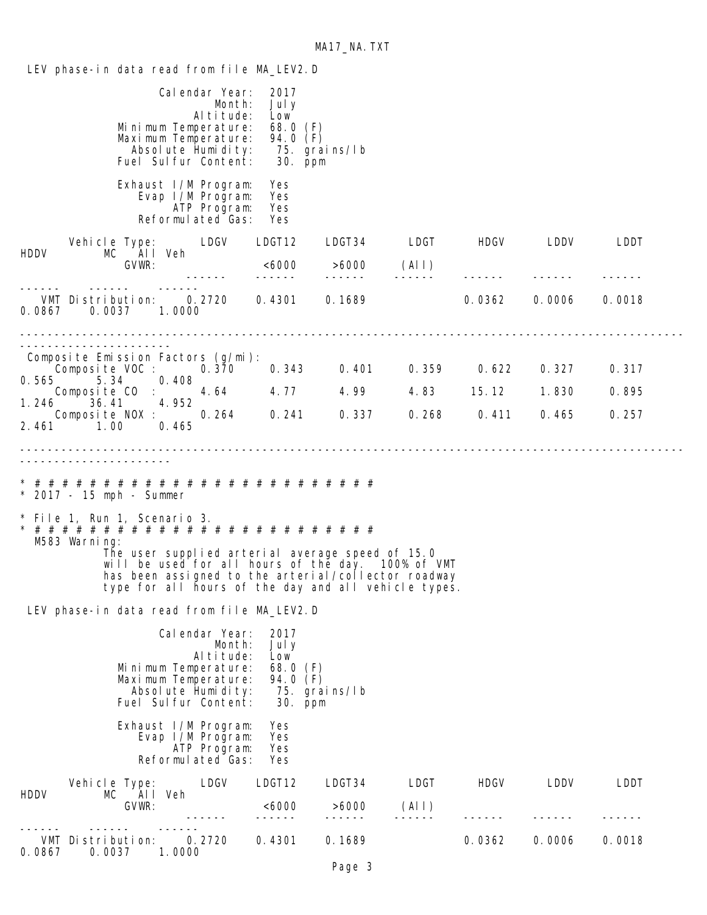LEV phase-in data read from file MA_LEV2.D

```
                 Calendar Year:  2017
                         Month:  July
                      Altitude:  Low
           Minimum Temperature:  68.0 (F)
           Maximum Temperature:  94.0 (F)
             Absolute Humidity:   75. grains/lb
           Fuel Sulfur Content:   30. ppm

            Exhaust I/M Program:  Yes
               Evap I/M Program:  Yes
                    ATP Program:  Yes
               Reformulated Gas:  Yes
```

| Vehicle Type: | LDGV | LDGT12 | LDGT34 | LDGT | HDGV | LDDV | LDDT | HDDV | MC | All Veh |
|---|---|---|---|---|---|---|---|---|---|---|
| GVWR: | | <6000 | >6000 | (All) | | | | | | |
| VMT Distribution: | 0.2720 | 0.4301 | 0.1689 | | 0.0362 | 0.0006 | 0.0018 | 0.0867 | 0.0037 | 1.0000 |

Composite Emission Factors (g/mi):

| | LDGV | LDGT12 | LDGT34 | LDGT | HDGV | LDDV | LDDT | HDDV | MC | All Veh |
|---|---|---|---|---|---|---|---|---|---|---|
| Composite VOC : | 0.370 | 0.343 | 0.401 | 0.359 | 0.622 | 0.327 | 0.317 | 0.565 | 5.34 | 0.408 |
| Composite CO : | 4.64 | 4.77 | 4.99 | 4.83 | 15.12 | 1.830 | 0.895 | 1.246 | 36.41 | 4.952 |
| Composite NOX : | 0.264 | 0.241 | 0.337 | 0.268 | 0.411 | 0.465 | 0.257 | 2.461 | 1.00 | 0.465 |

```
* # # # # # # # # # # # # # # # # # # # # # # # # # # # #
* 2017 - 15 mph - Summer

* File 1, Run 1, Scenario 3.
* # # # # # # # # # # # # # # # # # # # # # # # # # # # #
  M583 Warning:
           The user supplied arterial average speed of 15.0
           will be used for all hours of the day.  100% of VMT
           has been assigned to the arterial/collector roadway
           type for all hours of the day and all vehicle types.
```

LEV phase-in data read from file MA_LEV2.D

```
                 Calendar Year:  2017
                         Month:  July
                      Altitude:  Low
           Minimum Temperature:  68.0 (F)
           Maximum Temperature:  94.0 (F)
             Absolute Humidity:   75. grains/lb
           Fuel Sulfur Content:   30. ppm

            Exhaust I/M Program:  Yes
               Evap I/M Program:  Yes
                    ATP Program:  Yes
               Reformulated Gas:  Yes
```

| Vehicle Type: | LDGV | LDGT12 | LDGT34 | LDGT | HDGV | LDDV | LDDT | HDDV | MC | All Veh |
|---|---|---|---|---|---|---|---|---|---|---|
| GVWR: | | <6000 | >6000 | (All) | | | | | | |
| VMT Distribution: | 0.2720 | 0.4301 | 0.1689 | | 0.0362 | 0.0006 | 0.0018 | 0.0867 | 0.0037 | 1.0000 |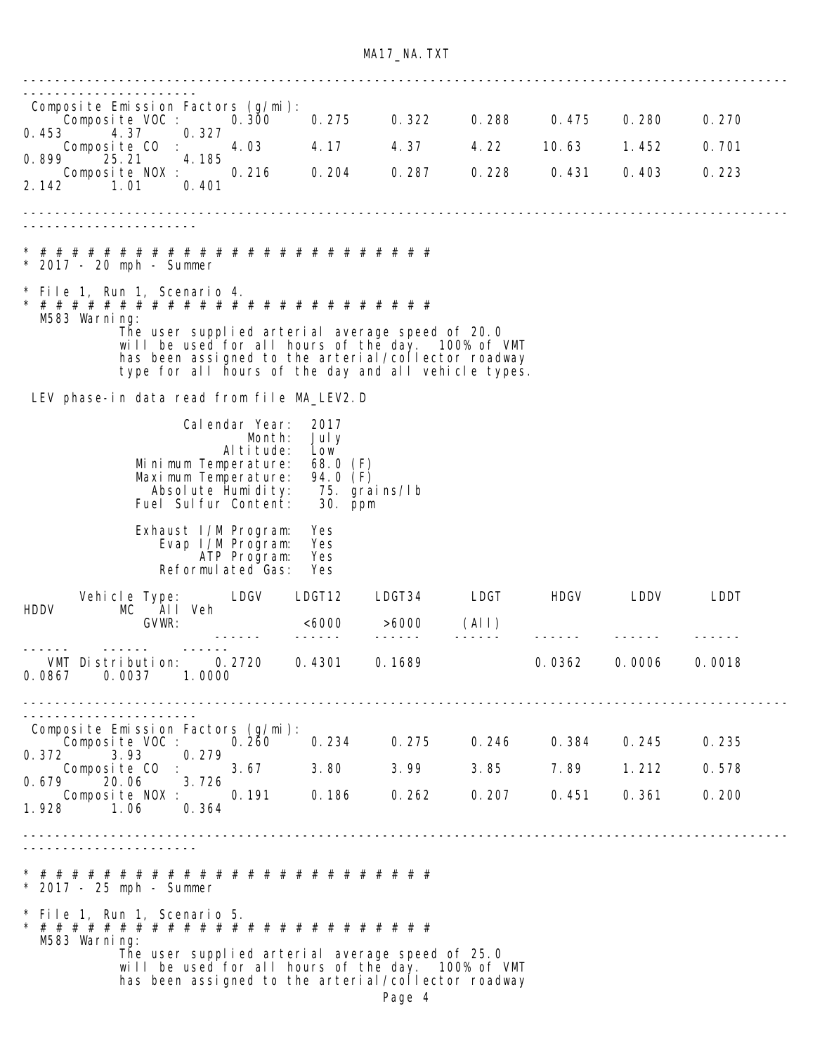```
-----------------------------------------------------------------------------------------------------------------
 Composite Emission Factors (g/mi):
     Composite VOC :      0.300     0.275     0.322     0.288     0.475    0.280     0.270
0.453     4.37     0.327
     Composite CO  :      4.03      4.17      4.37      4.22     10.63     1.452     0.701
0.899    25.21     4.185
     Composite NOX :      0.216     0.204     0.287     0.228     0.431    0.403     0.223
2.142     1.01     0.401
-----------------------------------------------------------------------------------------------------------------

* # # # # # # # # # # # # # # # # # # # # # # # # # # #
* 2017 - 20 mph - Summer

* File 1, Run 1, Scenario 4.
* # # # # # # # # # # # # # # # # # # # # # # # # # # #
  M583 Warning:
            The user supplied arterial average speed of 20.0
            will be used for all hours of the day.  100% of VMT
            has been assigned to the arterial/collector roadway
            type for all hours of the day and all vehicle types.

 LEV phase-in data read from file MA_LEV2.D

                    Calendar Year:  2017
                            Month:  July
                         Altitude:  Low
               Minimum Temperature:  68.0 (F)
               Maximum Temperature:  94.0 (F)
                 Absolute Humidity:   75. grains/lb
               Fuel Sulfur Content:   30. ppm

                Exhaust I/M Program:  Yes
                   Evap I/M Program:  Yes
                        ATP Program:  Yes
                  Reformulated Gas:  Yes

       Vehicle Type:      LDGV    LDGT12    LDGT34     LDGT      HDGV      LDDV      LDDT
HDDV        MC   All Veh
              GVWR:                <6000     >6000     (All)
                        ------    ------    ------    ------    ------    ------    ------
------    ------    ------
   VMT Distribution:    0.2720    0.4301    0.1689              0.0362    0.0006    0.0018
0.0867    0.0037    1.0000
-----------------------------------------------------------------------------------------------------------------
 Composite Emission Factors (g/mi):
     Composite VOC :      0.260     0.234     0.275     0.246     0.384    0.245     0.235
0.372     3.93     0.279
     Composite CO  :      3.67      3.80      3.99      3.85      7.89     1.212     0.578
0.679    20.06     3.726
     Composite NOX :      0.191     0.186     0.262     0.207     0.451    0.361     0.200
1.928     1.06     0.364
-----------------------------------------------------------------------------------------------------------------

* # # # # # # # # # # # # # # # # # # # # # # # # # # #
* 2017 - 25 mph - Summer

* File 1, Run 1, Scenario 5.
* # # # # # # # # # # # # # # # # # # # # # # # # # # #
  M583 Warning:
            The user supplied arterial average speed of 25.0
            will be used for all hours of the day.  100% of VMT
            has been assigned to the arterial/collector roadway
```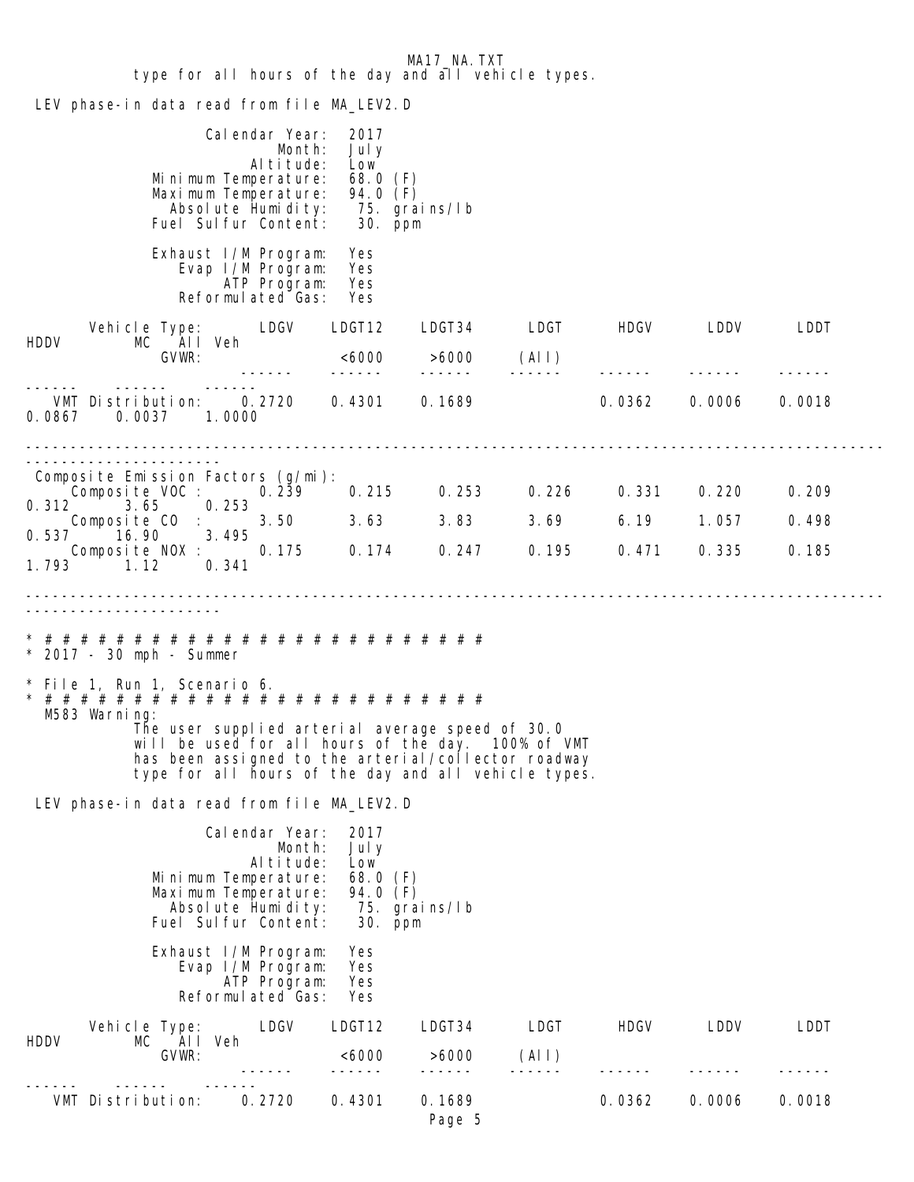type for all hours of the day and all vehicle types.

LEV phase-in data read from file MA_LEV2.D

```
                 Calendar Year:  2017
                         Month:  July
                      Altitude:  Low
           Minimum Temperature:  68.0 (F)
           Maximum Temperature:  94.0 (F)
             Absolute Humidity:   75. grains/lb
           Fuel Sulfur Content:   30. ppm

             Exhaust I/M Program:  Yes
                Evap I/M Program:  Yes
                     ATP Program:  Yes
                Reformulated Gas:  Yes
```

| Vehicle Type: | LDGV | LDGT12 | LDGT34 | LDGT | HDGV | LDDV | LDDT | HDDV | MC | All Veh |
|---|---|---|---|---|---|---|---|---|---|---|
| GVWR: | | <6000 | >6000 | (All) | | | | | | |
| VMT Distribution: | 0.2720 | 0.4301 | 0.1689 | | 0.0362 | 0.0006 | 0.0018 | 0.0867 | 0.0037 | 1.0000 |
| Composite Emission Factors (g/mi): | | | | | | | | | | |
| Composite VOC : | 0.239 | 0.215 | 0.253 | 0.226 | 0.331 | 0.220 | 0.209 | 0.312 | 3.65 | 0.253 |
| Composite CO : | 3.50 | 3.63 | 3.83 | 3.69 | 6.19 | 1.057 | 0.498 | 0.537 | 16.90 | 3.495 |
| Composite NOX : | 0.175 | 0.174 | 0.247 | 0.195 | 0.471 | 0.335 | 0.185 | 1.793 | 1.12 | 0.341 |

```
* # # # # # # # # # # # # # # # # # # # # # # # # # # #
* 2017 - 30 mph - Summer

* File 1, Run 1, Scenario 6.
* # # # # # # # # # # # # # # # # # # # # # # # # # # #
  M583 Warning:
            The user supplied arterial average speed of 30.0
            will be used for all hours of the day.  100% of VMT
            has been assigned to the arterial/collector roadway
            type for all hours of the day and all vehicle types.
```

LEV phase-in data read from file MA_LEV2.D

```
                 Calendar Year:  2017
                         Month:  July
                      Altitude:  Low
           Minimum Temperature:  68.0 (F)
           Maximum Temperature:  94.0 (F)
             Absolute Humidity:   75. grains/lb
           Fuel Sulfur Content:   30. ppm

             Exhaust I/M Program:  Yes
                Evap I/M Program:  Yes
                     ATP Program:  Yes
                Reformulated Gas:  Yes
```

| Vehicle Type: | LDGV | LDGT12 | LDGT34 | LDGT | HDGV | LDDV | LDDT | HDDV | MC | All Veh |
|---|---|---|---|---|---|---|---|---|---|---|
| GVWR: | | <6000 | >6000 | (All) | | | | | | |
| VMT Distribution: | 0.2720 | 0.4301 | 0.1689 | | 0.0362 | 0.0006 | 0.0018 | | | |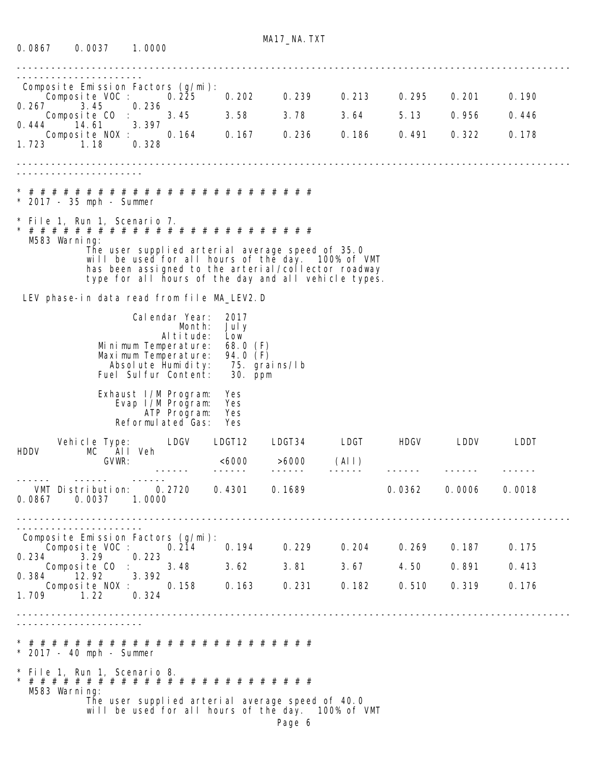```
0.0867     0.0037     1.0000

---------------------------------------------------------------------------------------------------------------------
 Composite Emission Factors (g/mi):
     Composite VOC :      0.225      0.202      0.239      0.213      0.295      0.201      0.190
0.267      3.45      0.236
     Composite CO  :      3.45       3.58       3.78       3.64       5.13       0.956      0.446
0.444     14.61      3.397
     Composite NOX :      0.164      0.167      0.236      0.186      0.491      0.322      0.178
1.723      1.18      0.328

---------------------------------------------------------------------------------------------------------------------

* # # # # # # # # # # # # # # # # # # # # # # # # # # #
* 2017 - 35 mph - Summer

* File 1, Run 1, Scenario 7.
* # # # # # # # # # # # # # # # # # # # # # # # # # # #
  M583 Warning:
            The user supplied arterial average speed of 35.0
            will be used for all hours of the day.  100% of VMT
            has been assigned to the arterial/collector roadway
            type for all hours of the day and all vehicle types.

 LEV phase-in data read from file MA_LEV2.D

                    Calendar Year:  2017
                            Month:  July
                         Altitude:  Low
              Minimum Temperature:  68.0 (F)
              Maximum Temperature:  94.0 (F)
                Absolute Humidity:   75. grains/lb
              Fuel Sulfur Content:   30. ppm

              Exhaust I/M Program:  Yes
                 Evap I/M Program:  Yes
                      ATP Program:  Yes
                Reformulated Gas:  Yes

        Vehicle Type:       LDGV     LDGT12     LDGT34      LDGT       HDGV       LDDV       LDDT
HDDV        MC    All Veh
                GVWR:                <6000      >6000      (All)
                           ------    ------     ------     ------     ------     ------     ------
------     ------     ------
   VMT Distribution:     0.2720     0.4301     0.1689                0.0362     0.0006     0.0018
0.0867     0.0037     1.0000

---------------------------------------------------------------------------------------------------------------------
 Composite Emission Factors (g/mi):
     Composite VOC :      0.214      0.194      0.229      0.204      0.269      0.187      0.175
0.234      3.29      0.223
     Composite CO  :      3.48       3.62       3.81       3.67       4.50       0.891      0.413
0.384     12.92      3.392
     Composite NOX :      0.158      0.163      0.231      0.182      0.510      0.319      0.176
1.709      1.22      0.324

---------------------------------------------------------------------------------------------------------------------

* # # # # # # # # # # # # # # # # # # # # # # # # # # #
* 2017 - 40 mph - Summer

* File 1, Run 1, Scenario 8.
* # # # # # # # # # # # # # # # # # # # # # # # # # # #
  M583 Warning:
            The user supplied arterial average speed of 40.0
            will be used for all hours of the day.  100% of VMT
```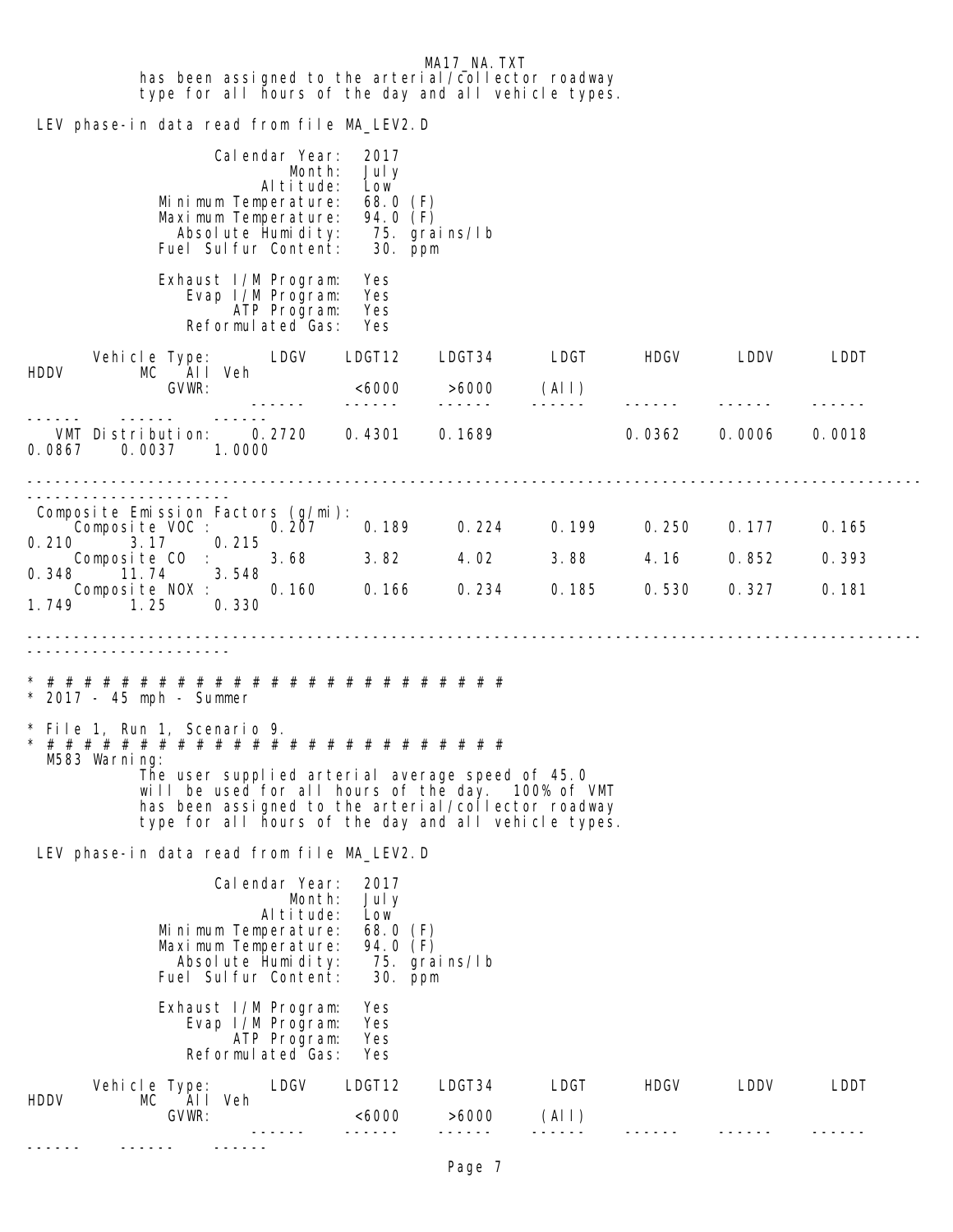has been assigned to the arterial/collector roadway type for all hours of the day and all vehicle types.

LEV phase-in data read from file MA_LEV2.D

```
                Calendar Year:  2017
                        Month:  July
                     Altitude:  Low
          Minimum Temperature:  68.0 (F)
          Maximum Temperature:  94.0 (F)
            Absolute Humidity:   75. grains/lb
          Fuel Sulfur Content:   30. ppm

            Exhaust I/M Program:  Yes
               Evap I/M Program:  Yes
                    ATP Program:  Yes
               Reformulated Gas:  Yes
```

| Vehicle Type: | LDGV | LDGT12 | LDGT34 | LDGT | HDGV | LDDV | LDDT | HDDV | MC | All Veh |
|---|---|---|---|---|---|---|---|---|---|---|
| GVWR: | | <6000 | >6000 | (All) | | | | | | |
| VMT Distribution: | 0.2720 | 0.4301 | 0.1689 | | 0.0362 | 0.0006 | 0.0018 | 0.0867 | 0.0037 | 1.0000 |
| **Composite Emission Factors (g/mi):** | | | | | | | | | | |
| Composite VOC : | 0.207 | 0.189 | 0.224 | 0.199 | 0.250 | 0.177 | 0.165 | 0.210 | 3.17 | 0.215 |
| Composite CO : | 3.68 | 3.82 | 4.02 | 3.88 | 4.16 | 0.852 | 0.393 | 0.348 | 11.74 | 3.548 |
| Composite NOX : | 0.160 | 0.166 | 0.234 | 0.185 | 0.530 | 0.327 | 0.181 | 1.749 | 1.25 | 0.330 |

```
* # # # # # # # # # # # # # # # # # # # # # # # # # # #
* 2017 - 45 mph - Summer

* File 1, Run 1, Scenario 9.
* # # # # # # # # # # # # # # # # # # # # # # # # # # #
  M583 Warning:
           The user supplied arterial average speed of 45.0
           will be used for all hours of the day.  100% of VMT
           has been assigned to the arterial/collector roadway
           type for all hours of the day and all vehicle types.
```

LEV phase-in data read from file MA_LEV2.D

```
                Calendar Year:  2017
                        Month:  July
                     Altitude:  Low
          Minimum Temperature:  68.0 (F)
          Maximum Temperature:  94.0 (F)
            Absolute Humidity:   75. grains/lb
          Fuel Sulfur Content:   30. ppm

            Exhaust I/M Program:  Yes
               Evap I/M Program:  Yes
                    ATP Program:  Yes
               Reformulated Gas:  Yes
```

| Vehicle Type: | LDGV | LDGT12 | LDGT34 | LDGT | HDGV | LDDV | LDDT | HDDV | MC | All Veh |
|---|---|---|---|---|---|---|---|---|---|---|
| GVWR: | | <6000 | >6000 | (All) | | | | | | |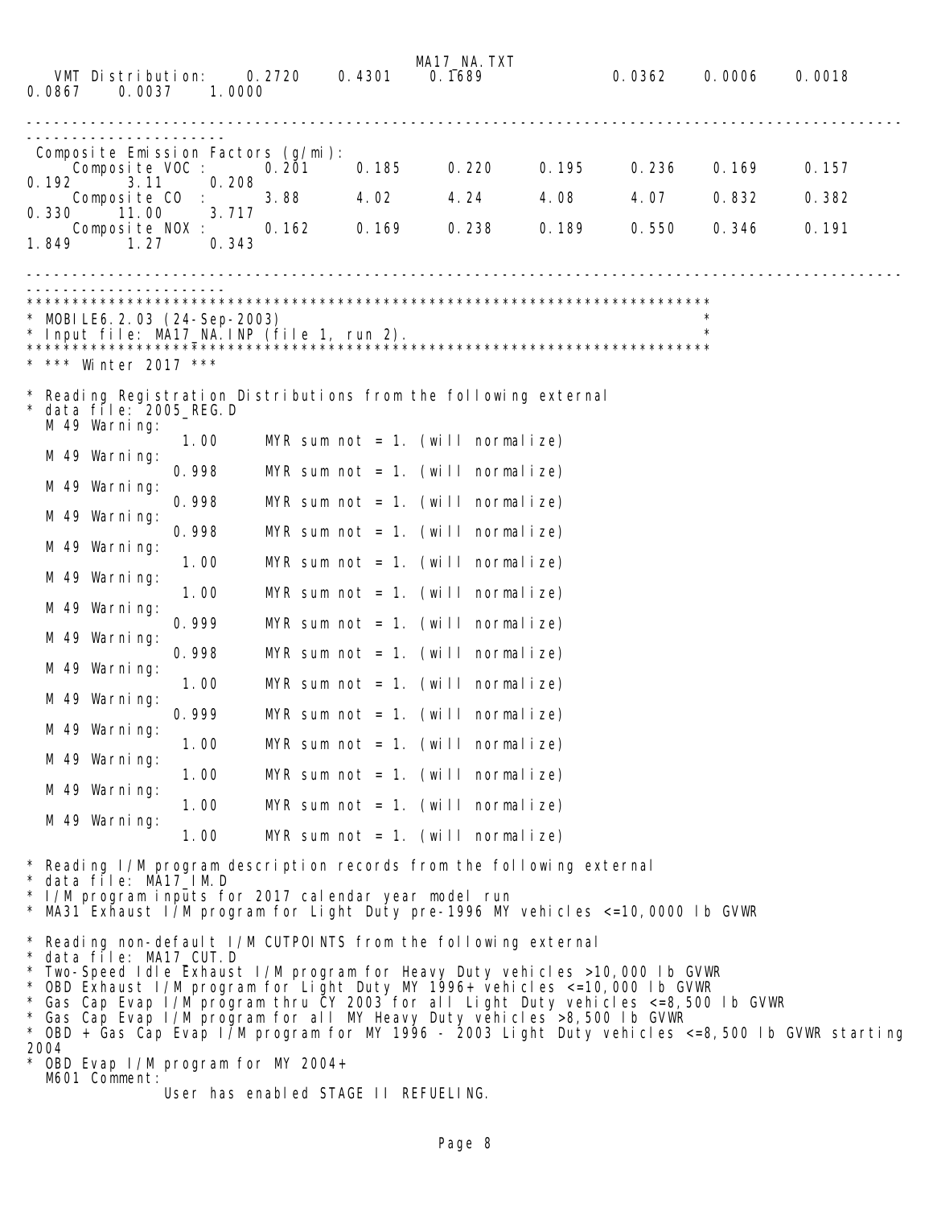```
  VMT Distribution:     0.2720     0.4301     0.1689               0.0362     0.0006     0.0018
0.0867     0.0037     1.0000

-------------------------------------------------------------------------------------------------
----------------------
 Composite Emission Factors (g/mi):
    Composite VOC :       0.201      0.185      0.220      0.195      0.236      0.169      0.157
0.192      3.11       0.208
    Composite CO  :       3.88       4.02       4.24       4.08       4.07       0.832      0.382
0.330      11.00      3.717
    Composite NOX :       0.162      0.169      0.238      0.189      0.550      0.346      0.191
1.849      1.27       0.343

-------------------------------------------------------------------------------------------------
----------------------
***************************************************************************
* MOBILE6.2.03 (24-Sep-2003)                                              *
* Input file: MA17_NA.INP (file 1, run 2).                                *
***************************************************************************
* *** Winter 2017 ***

* Reading Registration Distributions from the following external
* data file: 2005_REG.D
  M 49 Warning:
                  1.00     MYR sum not = 1. (will normalize)
  M 49 Warning:
                 0.998     MYR sum not = 1. (will normalize)
  M 49 Warning:
                 0.998     MYR sum not = 1. (will normalize)
  M 49 Warning:
                 0.998     MYR sum not = 1. (will normalize)
  M 49 Warning:
                  1.00     MYR sum not = 1. (will normalize)
  M 49 Warning:
                  1.00     MYR sum not = 1. (will normalize)
  M 49 Warning:
                 0.999     MYR sum not = 1. (will normalize)
  M 49 Warning:
                 0.998     MYR sum not = 1. (will normalize)
  M 49 Warning:
                  1.00     MYR sum not = 1. (will normalize)
  M 49 Warning:
                 0.999     MYR sum not = 1. (will normalize)
  M 49 Warning:
                  1.00     MYR sum not = 1. (will normalize)
  M 49 Warning:
                  1.00     MYR sum not = 1. (will normalize)
  M 49 Warning:
                  1.00     MYR sum not = 1. (will normalize)
  M 49 Warning:
                  1.00     MYR sum not = 1. (will normalize)

* Reading I/M program description records from the following external
* data file: MA17_IM.D
* I/M program inputs for 2017 calendar year model run
* MA31 Exhaust I/M program for Light Duty pre-1996 MY vehicles <=10,0000 lb GVWR

* Reading non-default I/M CUTPOINTS from the following external
* data file: MA17_CUT.D
* Two-Speed Idle Exhaust I/M program for Heavy Duty vehicles >10,000 lb GVWR
* OBD Exhaust I/M program for Light Duty MY 1996+ vehicles <=10,000 lb GVWR
* Gas Cap Evap I/M program thru CY 2003 for all Light Duty vehicles <=8,500 lb GVWR
* Gas Cap Evap I/M program for all MY Heavy Duty vehicles >8,500 lb GVWR
* OBD + Gas Cap Evap I/M program for MY 1996 - 2003 Light Duty vehicles <=8,500 lb GVWR starting
2004
* OBD Evap I/M program for MY 2004+
  M601 Comment:
              User has enabled STAGE II REFUELING.
```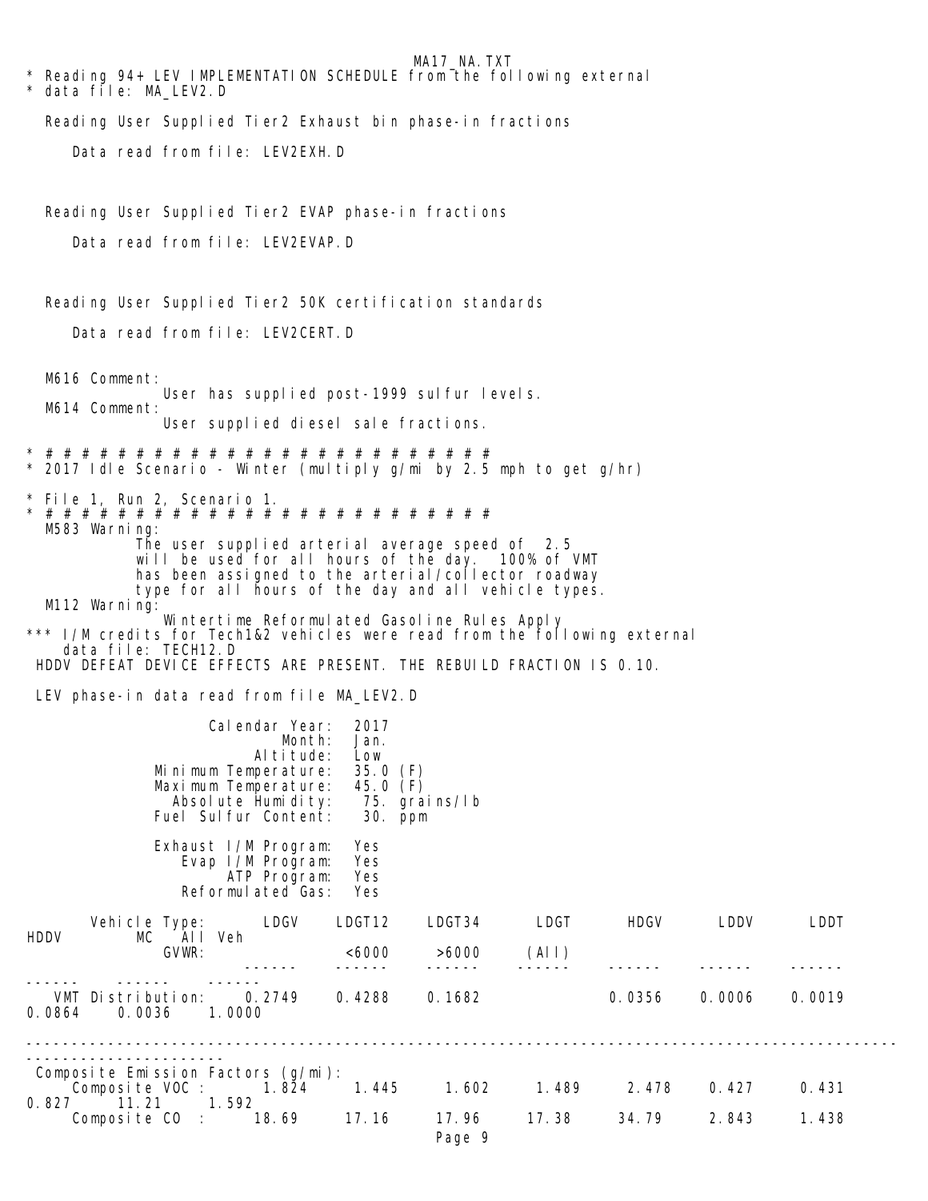```
* Reading 94+ LEV IMPLEMENTATION SCHEDULE from the following external
* data file: MA_LEV2.D

   Reading User Supplied Tier2 Exhaust bin phase-in fractions

      Data read from file: LEV2EXH.D



   Reading User Supplied Tier2 EVAP phase-in fractions

      Data read from file: LEV2EVAP.D



   Reading User Supplied Tier2 50K certification standards

      Data read from file: LEV2CERT.D


   M616 Comment:
                User has supplied post-1999 sulfur levels.
   M614 Comment:
                User supplied diesel sale fractions.

* # # # # # # # # # # # # # # # # # # # # # # # # # # #
* 2017 Idle Scenario - Winter (multiply g/mi by 2.5 mph to get g/hr)

* File 1, Run 2, Scenario 1.
* # # # # # # # # # # # # # # # # # # # # # # # # # # #
   M583 Warning:
              The user supplied arterial average speed of  2.5
              will be used for all hours of the day.  100% of VMT
              has been assigned to the arterial/collector roadway
              type for all hours of the day and all vehicle types.
   M112 Warning:
                Wintertime Reformulated Gasoline Rules Apply
*** I/M credits for Tech1&2 vehicles were read from the following external
    data file: TECH12.D
 HDDV DEFEAT DEVICE EFFECTS ARE PRESENT. THE REBUILD FRACTION IS 0.10.

 LEV phase-in data read from file MA_LEV2.D

                     Calendar Year:  2017
                             Month:  Jan.
                          Altitude:  Low
               Minimum Temperature:  35.0 (F)
               Maximum Temperature:  45.0 (F)
                 Absolute Humidity:   75. grains/lb
               Fuel Sulfur Content:   30. ppm

                Exhaust I/M Program:  Yes
                   Evap I/M Program:  Yes
                        ATP Program:  Yes
                  Reformulated Gas:  Yes

       Vehicle Type:      LDGV    LDGT12    LDGT34      LDGT      HDGV      LDDV      LDDT
HDDV        MC    All Veh
              GVWR:                <6000     >6000     (All)
                          ------    ------    ------    ------    ------    ------    ------
------    ------    ------
   VMT Distribution:    0.2749    0.4288    0.1682              0.0356    0.0006    0.0019
0.0864    0.0036    1.0000

----------------------------------------------------------------------------------------------
---------------------
 Composite Emission Factors (g/mi):
      Composite VOC :     1.824     1.445     1.602     1.489     2.478     0.427     0.431
0.827     11.21     1.592
      Composite CO  :     18.69     17.16     17.96     17.38     34.79     2.843     1.438
```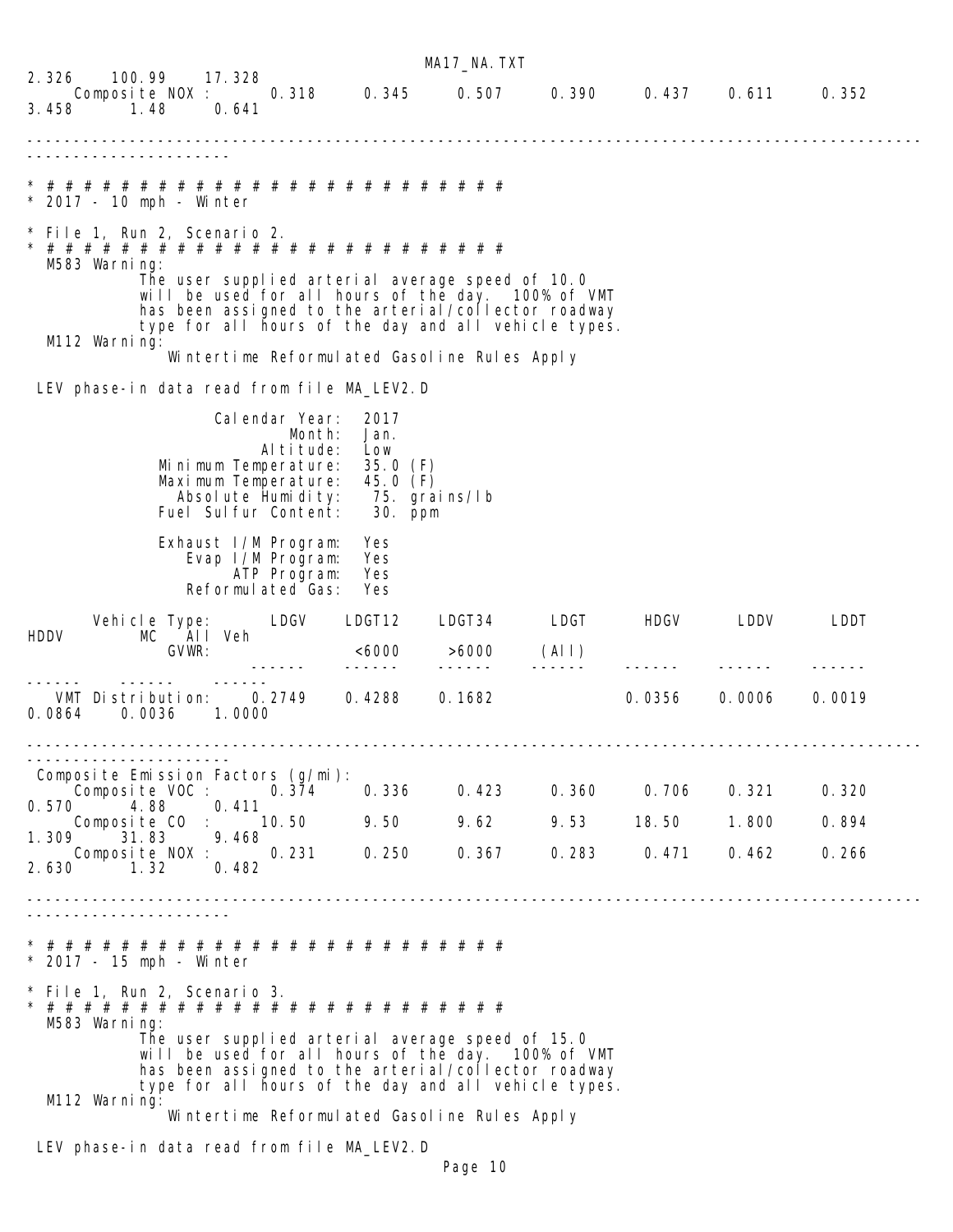```
2.326     100.99     17.328
     Composite NOX :      0.318      0.345      0.507      0.390      0.437     0.611      0.352
3.458      1.48      0.641

---------------------------------------------------------------------------------------------------
---------------------

* # # # # # # # # # # # # # # # # # # # # # # # # # # # #
* 2017 - 10 mph - Winter

* File 1, Run 2, Scenario 2.
* # # # # # # # # # # # # # # # # # # # # # # # # # # # #
  M583 Warning:
            The user supplied arterial average speed of 10.0
            will be used for all hours of the day.  100% of VMT
            has been assigned to the arterial/collector roadway
            type for all hours of the day and all vehicle types.
  M112 Warning:
               Wintertime Reformulated Gasoline Rules Apply

 LEV phase-in data read from file MA_LEV2.D

                     Calendar Year:  2017
                             Month:  Jan.
                          Altitude:  Low
               Minimum Temperature:  35.0 (F)
               Maximum Temperature:  45.0 (F)
                 Absolute Humidity:   75. grains/lb
               Fuel Sulfur Content:   30. ppm

               Exhaust I/M Program:  Yes
                  Evap I/M Program:  Yes
                       ATP Program:  Yes
                  Reformulated Gas:  Yes

       Vehicle Type:       LDGV    LDGT12    LDGT34      LDGT      HDGV      LDDV      LDDT
HDDV        MC    All Veh
              GVWR:                 <6000     >6000     (All)
                          ------    ------    ------    ------    ------    ------    ------
------    ------    ------
   VMT Distribution:    0.2749    0.4288    0.1682              0.0356    0.0006    0.0019
0.0864    0.0036    1.0000

---------------------------------------------------------------------------------------------------
---------------------
 Composite Emission Factors (g/mi):
     Composite VOC :      0.374      0.336      0.423      0.360      0.706     0.321      0.320
0.570      4.88      0.411
     Composite CO  :      10.50      9.50       9.62       9.53      18.50     1.800      0.894
1.309     31.83      9.468
     Composite NOX :      0.231      0.250      0.367      0.283      0.471     0.462      0.266
2.630      1.32      0.482

---------------------------------------------------------------------------------------------------
---------------------

* # # # # # # # # # # # # # # # # # # # # # # # # # # # #
* 2017 - 15 mph - Winter

* File 1, Run 2, Scenario 3.
* # # # # # # # # # # # # # # # # # # # # # # # # # # # #
  M583 Warning:
            The user supplied arterial average speed of 15.0
            will be used for all hours of the day.  100% of VMT
            has been assigned to the arterial/collector roadway
            type for all hours of the day and all vehicle types.
  M112 Warning:
               Wintertime Reformulated Gasoline Rules Apply

 LEV phase-in data read from file MA_LEV2.D
```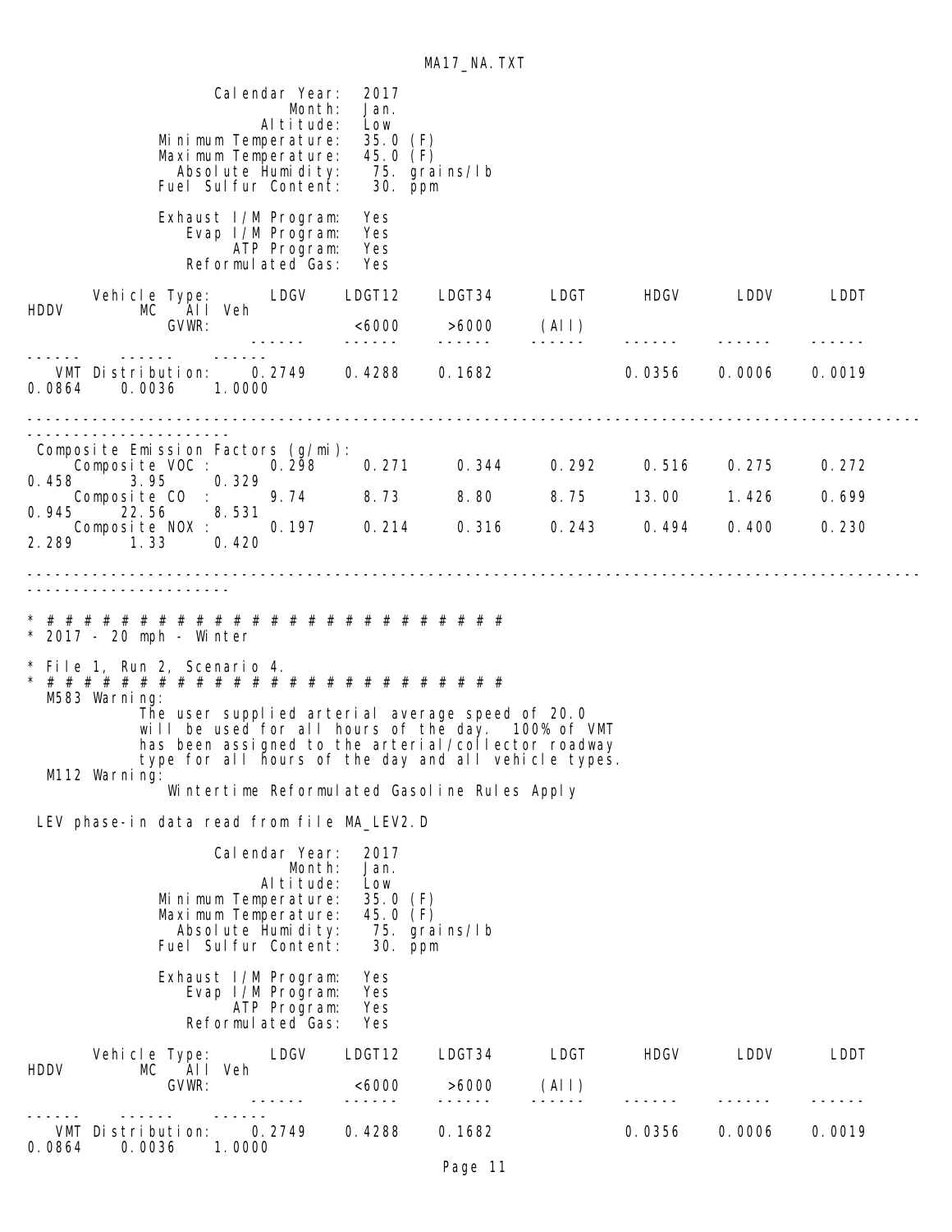```
                  Calendar Year:  2017
                          Month:  Jan.
                       Altitude:  Low
            Minimum Temperature:  35.0 (F)
            Maximum Temperature:  45.0 (F)
              Absolute Humidity:   75. grains/lb
            Fuel Sulfur Content:   30. ppm

             Exhaust I/M Program:  Yes
                Evap I/M Program:  Yes
                     ATP Program:  Yes
                Reformulated Gas:  Yes

      Vehicle Type:       LDGV    LDGT12    LDGT34      LDGT      HDGV      LDDV      LDDT
HDDV        MC   All Veh
            GVWR:                  <6000     >6000     (All)
                        ------    ------    ------    ------    ------    ------    ------
------    ------    ------
  VMT Distribution:     0.2749    0.4288    0.1682              0.0356    0.0006    0.0019
0.0864    0.0036    1.0000

-------------------------------------------------------------------------------------------
---------------------
 Composite Emission Factors (g/mi):
     Composite VOC :      0.298     0.271     0.344     0.292     0.516     0.275     0.272
0.458      3.95     0.329
     Composite CO  :       9.74      8.73      8.80      8.75     13.00     1.426     0.699
0.945     22.56     8.531
     Composite NOX :      0.197     0.214     0.316     0.243     0.494     0.400     0.230
2.289      1.33     0.420

-------------------------------------------------------------------------------------------
---------------------

* # # # # # # # # # # # # # # # # # # # # # # # # # # #
* 2017 - 20 mph - Winter

* File 1, Run 2, Scenario 4.
* # # # # # # # # # # # # # # # # # # # # # # # # # # #
  M583 Warning:
           The user supplied arterial average speed of 20.0
           will be used for all hours of the day.  100% of VMT
           has been assigned to the arterial/collector roadway
           type for all hours of the day and all vehicle types.
  M112 Warning:
             Wintertime Reformulated Gasoline Rules Apply

 LEV phase-in data read from file MA_LEV2.D

                  Calendar Year:  2017
                          Month:  Jan.
                       Altitude:  Low
            Minimum Temperature:  35.0 (F)
            Maximum Temperature:  45.0 (F)
              Absolute Humidity:   75. grains/lb
            Fuel Sulfur Content:   30. ppm

             Exhaust I/M Program:  Yes
                Evap I/M Program:  Yes
                     ATP Program:  Yes
                Reformulated Gas:  Yes

      Vehicle Type:       LDGV    LDGT12    LDGT34      LDGT      HDGV      LDDV      LDDT
HDDV        MC   All Veh
            GVWR:                  <6000     >6000     (All)
                        ------    ------    ------    ------    ------    ------    ------
------    ------    ------
  VMT Distribution:     0.2749    0.4288    0.1682              0.0356    0.0006    0.0019
0.0864    0.0036    1.0000
```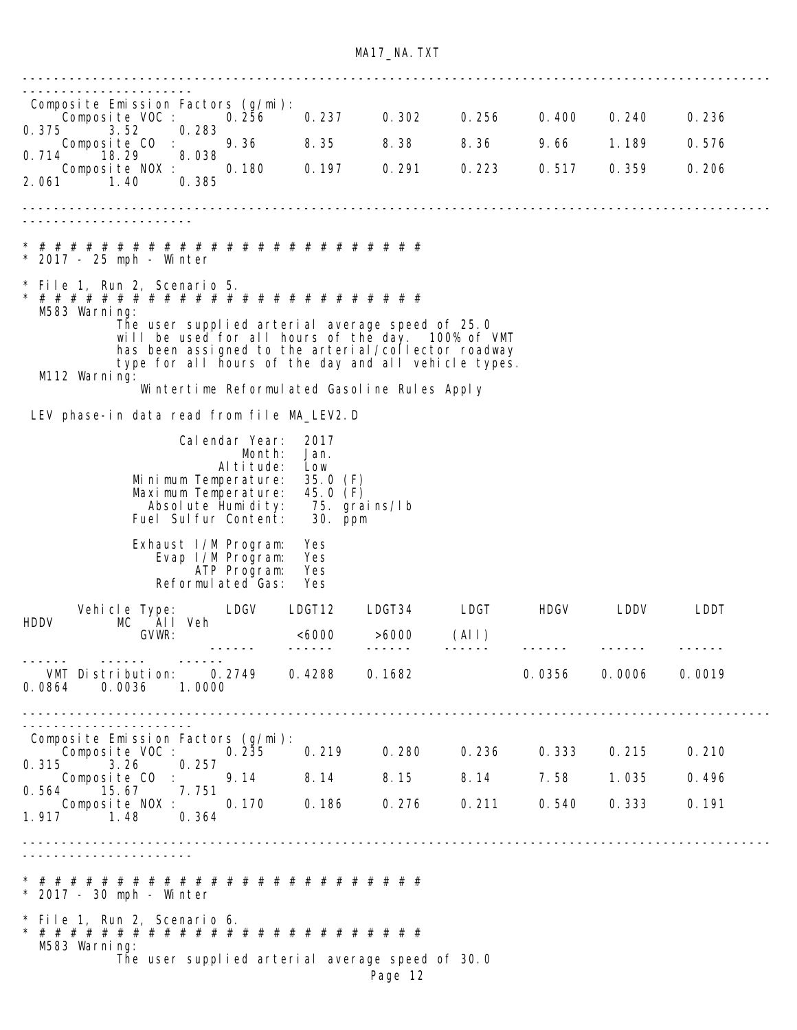```
---------------------------------------------------------------------------------------------------------------------
 Composite Emission Factors (g/mi):
     Composite VOC :      0.256     0.237     0.302     0.256     0.400    0.240     0.236    0.375      3.52     0.283
     Composite CO  :      9.36      8.35      8.38      8.36      9.66     1.189     0.576    0.714     18.29     8.038
     Composite NOX :      0.180     0.197     0.291     0.223     0.517    0.359     0.206    2.061      1.40     0.385

---------------------------------------------------------------------------------------------------------------------

* # # # # # # # # # # # # # # # # # # # # # # # # # #
* 2017 - 25 mph - Winter

* File 1, Run 2, Scenario 5.
* # # # # # # # # # # # # # # # # # # # # # # # # # #
  M583 Warning:
            The user supplied arterial average speed of 25.0
            will be used for all hours of the day.  100% of VMT
            has been assigned to the arterial/collector roadway
            type for all hours of the day and all vehicle types.
  M112 Warning:
              Wintertime Reformulated Gasoline Rules Apply

 LEV phase-in data read from file MA_LEV2.D

                  Calendar Year:  2017
                          Month:  Jan.
                       Altitude:  Low
            Minimum Temperature:  35.0 (F)
            Maximum Temperature:  45.0 (F)
              Absolute Humidity:   75. grains/lb
            Fuel Sulfur Content:   30. ppm

            Exhaust I/M Program:  Yes
               Evap I/M Program:  Yes
                    ATP Program:  Yes
               Reformulated Gas:  Yes

       Vehicle Type:      LDGV    LDGT12    LDGT34     LDGT      HDGV      LDDV      LDDT      HDDV       MC    All Veh
              GVWR:                <6000     >6000    (All)
                         ------    ------    ------    ------    ------    ------    ------    ------    ------    ------
   VMT Distribution:    0.2749    0.4288    0.1682              0.0356    0.0006    0.0019    0.0864    0.0036    1.0000

---------------------------------------------------------------------------------------------------------------------
 Composite Emission Factors (g/mi):
     Composite VOC :      0.235     0.219     0.280     0.236     0.333    0.215     0.210    0.315      3.26     0.257
     Composite CO  :      9.14      8.14      8.15      8.14      7.58     1.035     0.496    0.564     15.67     7.751
     Composite NOX :      0.170     0.186     0.276     0.211     0.540    0.333     0.191    1.917      1.48     0.364

---------------------------------------------------------------------------------------------------------------------

* # # # # # # # # # # # # # # # # # # # # # # # # # #
* 2017 - 30 mph - Winter

* File 1, Run 2, Scenario 6.
* # # # # # # # # # # # # # # # # # # # # # # # # # #
  M583 Warning:
            The user supplied arterial average speed of 30.0
```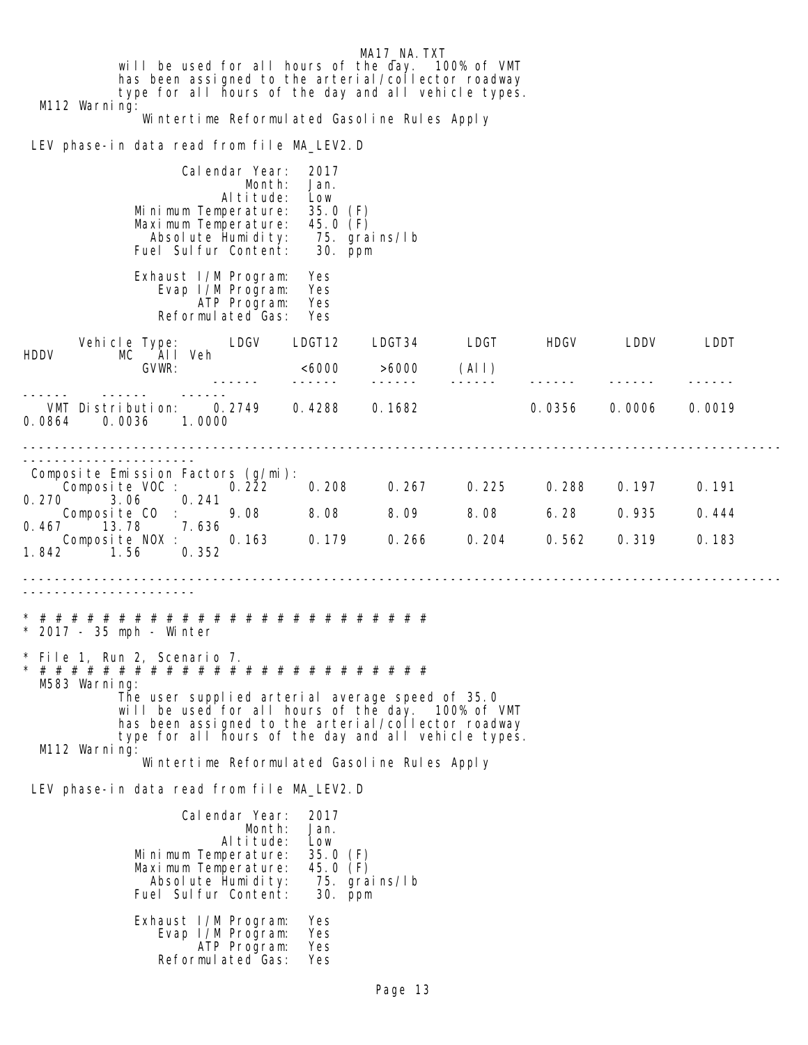```
            will be used for all hours of the day.  100% of VMT
            has been assigned to the arterial/collector roadway
            type for all hours of the day and all vehicle types.
  M112 Warning:
               Wintertime Reformulated Gasoline Rules Apply

 LEV phase-in data read from file MA_LEV2.D

                      Calendar Year:  2017
                              Month:  Jan.
                           Altitude:  Low
                Minimum Temperature:  35.0 (F)
                Maximum Temperature:  45.0 (F)
                  Absolute Humidity:   75. grains/lb
                Fuel Sulfur Content:   30. ppm

                Exhaust I/M Program:  Yes
                   Evap I/M Program:  Yes
                        ATP Program:  Yes
                  Reformulated Gas:  Yes
```

| Vehicle Type: | LDGV | LDGT12 | LDGT34 | LDGT | HDGV | LDDV | LDDT | HDDV | MC | All Veh |
|---|---|---|---|---|---|---|---|---|---|---|
| GVWR: | | <6000 | >6000 | (All) | | | | | | |
| VMT Distribution: | 0.2749 | 0.4288 | 0.1682 | | 0.0356 | 0.0006 | 0.0019 | 0.0864 | 0.0036 | 1.0000 |
| **Composite Emission Factors (g/mi):** | | | | | | | | | | |
| Composite VOC : | 0.222 | 0.208 | 0.267 | 0.225 | 0.288 | 0.197 | 0.191 | 0.270 | 3.06 | 0.241 |
| Composite CO : | 9.08 | 8.08 | 8.09 | 8.08 | 6.28 | 0.935 | 0.444 | 0.467 | 13.78 | 7.636 |
| Composite NOX : | 0.163 | 0.179 | 0.266 | 0.204 | 0.562 | 0.319 | 0.183 | 1.842 | 1.56 | 0.352 |

```
* # # # # # # # # # # # # # # # # # # # # # # # # # # #
* 2017 - 35 mph - Winter

* File 1, Run 2, Scenario 7.
* # # # # # # # # # # # # # # # # # # # # # # # # # # #
  M583 Warning:
            The user supplied arterial average speed of 35.0
            will be used for all hours of the day.  100% of VMT
            has been assigned to the arterial/collector roadway
            type for all hours of the day and all vehicle types.
  M112 Warning:
               Wintertime Reformulated Gasoline Rules Apply

 LEV phase-in data read from file MA_LEV2.D

                      Calendar Year:  2017
                              Month:  Jan.
                           Altitude:  Low
                Minimum Temperature:  35.0 (F)
                Maximum Temperature:  45.0 (F)
                  Absolute Humidity:   75. grains/lb
                Fuel Sulfur Content:   30. ppm

                Exhaust I/M Program:  Yes
                   Evap I/M Program:  Yes
                        ATP Program:  Yes
                  Reformulated Gas:  Yes
```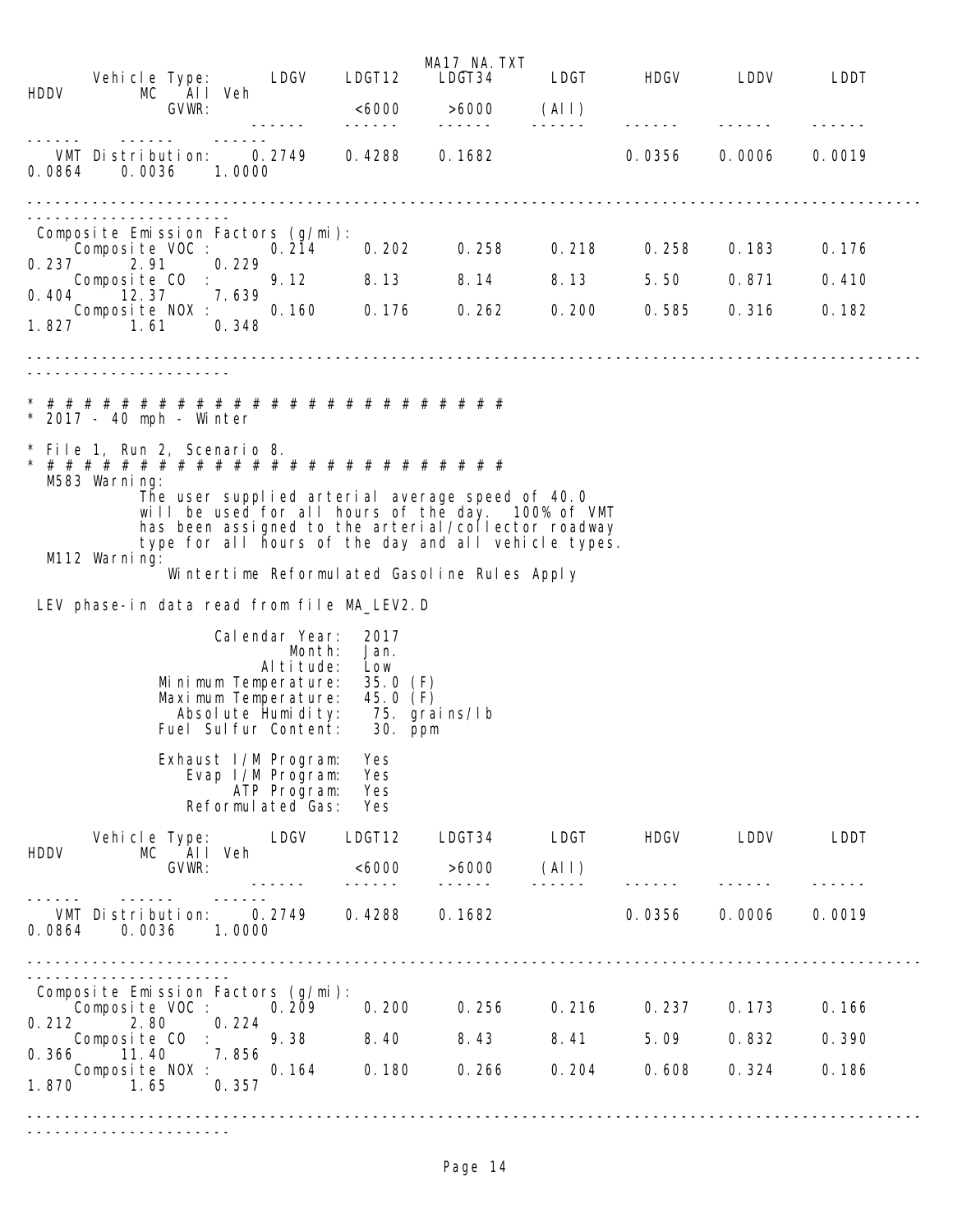| Vehicle Type: | LDGV | LDGT12 | LDGT34 | LDGT | HDGV | LDDV | LDDT | HDDV | MC | All Veh |
|---|---|---|---|---|---|---|---|---|---|---|
| GVWR: | | <6000 | >6000 | (All) | | | | | | |
| VMT Distribution: | 0.2749 | 0.4288 | 0.1682 | | 0.0356 | 0.0006 | 0.0019 | 0.0864 | 0.0036 | 1.0000 |

Composite Emission Factors (g/mi):

| | LDGV | LDGT12 | LDGT34 | LDGT | HDGV | LDDV | LDDT | HDDV | MC | All Veh |
|---|---|---|---|---|---|---|---|---|---|---|
| Composite VOC : | 0.214 | 0.202 | 0.258 | 0.218 | 0.258 | 0.183 | 0.176 | 0.237 | 2.91 | 0.229 |
| Composite CO : | 9.12 | 8.13 | 8.14 | 8.13 | 5.50 | 0.871 | 0.410 | 0.404 | 12.37 | 7.639 |
| Composite NOX : | 0.160 | 0.176 | 0.262 | 0.200 | 0.585 | 0.316 | 0.182 | 1.827 | 1.61 | 0.348 |

```
* # # # # # # # # # # # # # # # # # # # # # # # # # #
* 2017 - 40 mph - Winter

* File 1, Run 2, Scenario 8.
* # # # # # # # # # # # # # # # # # # # # # # # # # #
  M583 Warning:
            The user supplied arterial average speed of 40.0
            will be used for all hours of the day.  100% of VMT
            has been assigned to the arterial/collector roadway
            type for all hours of the day and all vehicle types.
  M112 Warning:
              Wintertime Reformulated Gasoline Rules Apply

 LEV phase-in data read from file MA_LEV2.D

                     Calendar Year:  2017
                             Month:  Jan.
                          Altitude:  Low
              Minimum Temperature:  35.0 (F)
              Maximum Temperature:  45.0 (F)
                Absolute Humidity:   75. grains/lb
              Fuel Sulfur Content:   30. ppm

              Exhaust I/M Program:  Yes
                 Evap I/M Program:  Yes
                      ATP Program:  Yes
                Reformulated Gas:   Yes
```

| Vehicle Type: | LDGV | LDGT12 | LDGT34 | LDGT | HDGV | LDDV | LDDT | HDDV | MC | All Veh |
|---|---|---|---|---|---|---|---|---|---|---|
| GVWR: | | <6000 | >6000 | (All) | | | | | | |
| VMT Distribution: | 0.2749 | 0.4288 | 0.1682 | | 0.0356 | 0.0006 | 0.0019 | 0.0864 | 0.0036 | 1.0000 |

Composite Emission Factors (g/mi):

| | LDGV | LDGT12 | LDGT34 | LDGT | HDGV | LDDV | LDDT | HDDV | MC | All Veh |
|---|---|---|---|---|---|---|---|---|---|---|
| Composite VOC : | 0.209 | 0.200 | 0.256 | 0.216 | 0.237 | 0.173 | 0.166 | 0.212 | 2.80 | 0.224 |
| Composite CO : | 9.38 | 8.40 | 8.43 | 8.41 | 5.09 | 0.832 | 0.390 | 0.366 | 11.40 | 7.856 |
| Composite NOX : | 0.164 | 0.180 | 0.266 | 0.204 | 0.608 | 0.324 | 0.186 | 1.870 | 1.65 | 0.357 |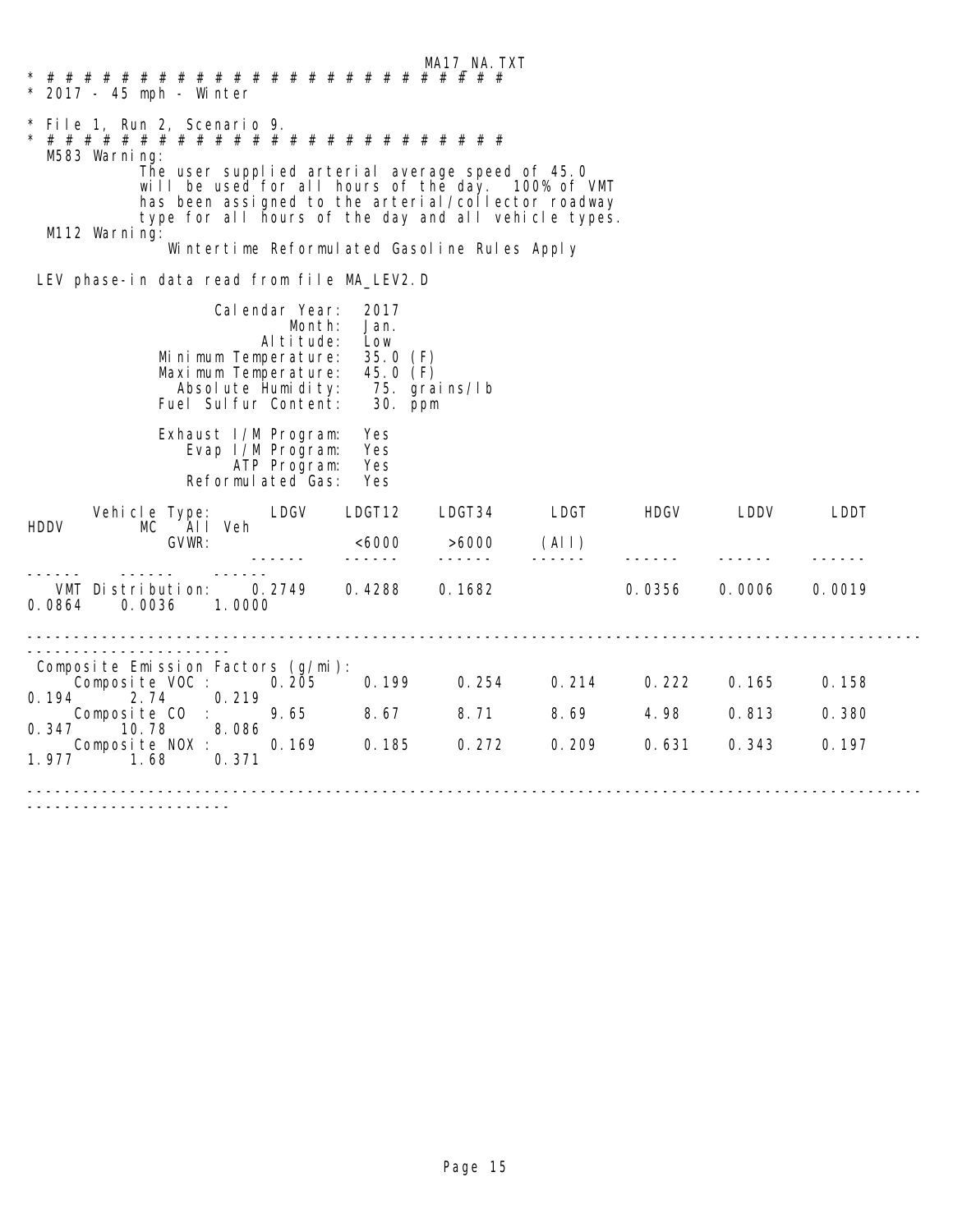```
* # # # # # # # # # # # # # # # # # # # # # # # # # # # #
* 2017 - 45 mph - Winter

* File 1, Run 2, Scenario 9.
* # # # # # # # # # # # # # # # # # # # # # # # # # #
  M583 Warning:
            The user supplied arterial average speed of 45.0
            will be used for all hours of the day.  100% of VMT
            has been assigned to the arterial/collector roadway
            type for all hours of the day and all vehicle types.
  M112 Warning:
              Wintertime Reformulated Gasoline Rules Apply

 LEV phase-in data read from file MA_LEV2.D

                    Calendar Year:  2017
                            Month:  Jan.
                         Altitude:  Low
             Minimum Temperature:  35.0 (F)
             Maximum Temperature:  45.0 (F)
               Absolute Humidity:   75. grains/lb
             Fuel Sulfur Content:   30. ppm

             Exhaust I/M Program:  Yes
                Evap I/M Program:  Yes
                     ATP Program:  Yes
               Reformulated Gas:  Yes

       Vehicle Type:       LDGV    LDGT12    LDGT34      LDGT      HDGV      LDDV      LDDT
HDDV        MC   All Veh
              GVWR:                 <6000     >6000     (All)
                          ------    ------    ------    ------    ------    ------    ------
------    ------    ------
   VMT Distribution:     0.2749    0.4288    0.1682              0.0356    0.0006    0.0019
0.0864    0.0036    1.0000

---------------------------------------------------------------------------------------------
---------------------
 Composite Emission Factors (g/mi):
     Composite VOC :      0.205     0.199     0.254     0.214     0.222     0.165     0.158
0.194      2.74      0.219
     Composite CO  :       9.65      8.67      8.71      8.69      4.98     0.813     0.380
0.347     10.78     8.086
     Composite NOX :      0.169     0.185     0.272     0.209     0.631     0.343     0.197
1.977      1.68      0.371

---------------------------------------------------------------------------------------------
---------------------
```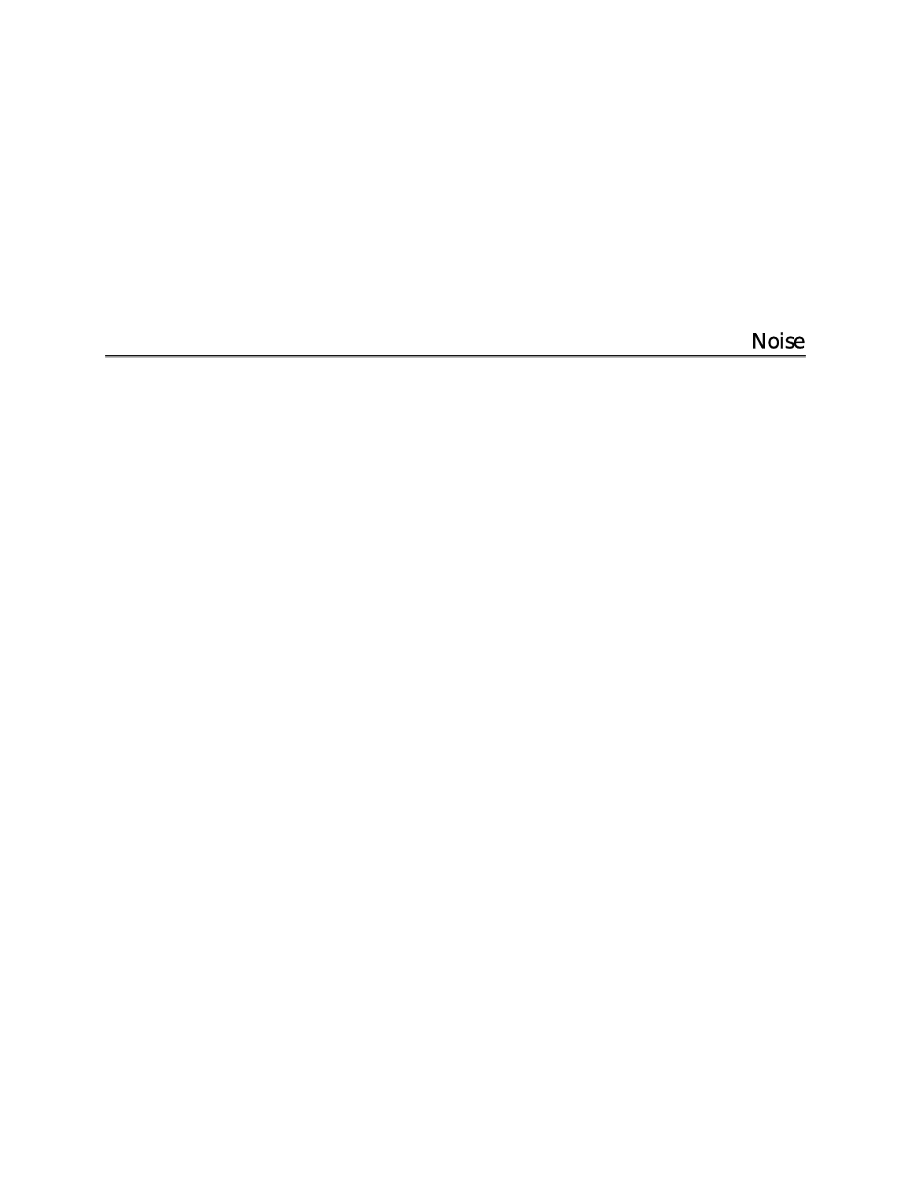# Noise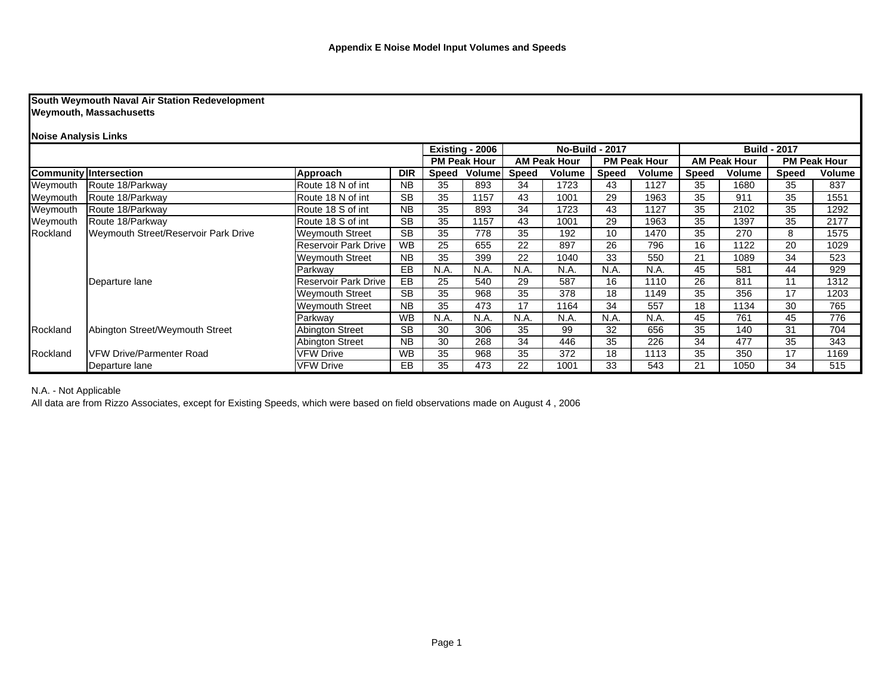### Appendix E Noise Model Input Volumes and Speeds

**South Weymouth Naval Air Station Redevelopment**
**Weymouth, Massachusetts**

**Noise Analysis Links**

| | | | | Existing - 2006 | | No-Build - 2017 | | | | Build - 2017 | | | |
|---|---|---|---|---|---|---|---|---|---|---|---|---|---|
| | | | | PM Peak Hour | | AM Peak Hour | | PM Peak Hour | | AM Peak Hour | | PM Peak Hour | |
| **Community** | **Intersection** | **Approach** | **DIR** | **Speed** | **Volume** | **Speed** | **Volume** | **Speed** | **Volume** | **Speed** | **Volume** | **Speed** | **Volume** |
| Weymouth | Route 18/Parkway | Route 18 N of int | NB | 35 | 893 | 34 | 1723 | 43 | 1127 | 35 | 1680 | 35 | 837 |
| Weymouth | Route 18/Parkway | Route 18 N of int | SB | 35 | 1157 | 43 | 1001 | 29 | 1963 | 35 | 911 | 35 | 1551 |
| Weymouth | Route 18/Parkway | Route 18 S of int | NB | 35 | 893 | 34 | 1723 | 43 | 1127 | 35 | 2102 | 35 | 1292 |
| Weymouth | Route 18/Parkway | Route 18 S of int | SB | 35 | 1157 | 43 | 1001 | 29 | 1963 | 35 | 1397 | 35 | 2177 |
| Rockland | Weymouth Street/Reservoir Park Drive | Weymouth Street | SB | 35 | 778 | 35 | 192 | 10 | 1470 | 35 | 270 | 8 | 1575 |
| | | Reservoir Park Drive | WB | 25 | 655 | 22 | 897 | 26 | 796 | 16 | 1122 | 20 | 1029 |
| | | Weymouth Street | NB | 35 | 399 | 22 | 1040 | 33 | 550 | 21 | 1089 | 34 | 523 |
| | | Parkway | EB | N.A. | N.A. | N.A. | N.A. | N.A. | N.A. | 45 | 581 | 44 | 929 |
| | Departure lane | Reservoir Park Drive | EB | 25 | 540 | 29 | 587 | 16 | 1110 | 26 | 811 | 11 | 1312 |
| | | Weymouth Street | SB | 35 | 968 | 35 | 378 | 18 | 1149 | 35 | 356 | 17 | 1203 |
| | | Weymouth Street | NB | 35 | 473 | 17 | 1164 | 34 | 557 | 18 | 1134 | 30 | 765 |
| | | Parkway | WB | N.A. | N.A. | N.A. | N.A. | N.A. | N.A. | 45 | 761 | 45 | 776 |
| Rockland | Abington Street/Weymouth Street | Abington Street | SB | 30 | 306 | 35 | 99 | 32 | 656 | 35 | 140 | 31 | 704 |
| | | Abington Street | NB | 30 | 268 | 34 | 446 | 35 | 226 | 34 | 477 | 35 | 343 |
| Rockland | VFW Drive/Parmenter Road | VFW Drive | WB | 35 | 968 | 35 | 372 | 18 | 1113 | 35 | 350 | 17 | 1169 |
| | Departure lane | VFW Drive | EB | 35 | 473 | 22 | 1001 | 33 | 543 | 21 | 1050 | 34 | 515 |

N.A. - Not Applicable

All data are from Rizzo Associates, except for Existing Speeds, which were based on field observations made on August 4 , 2006